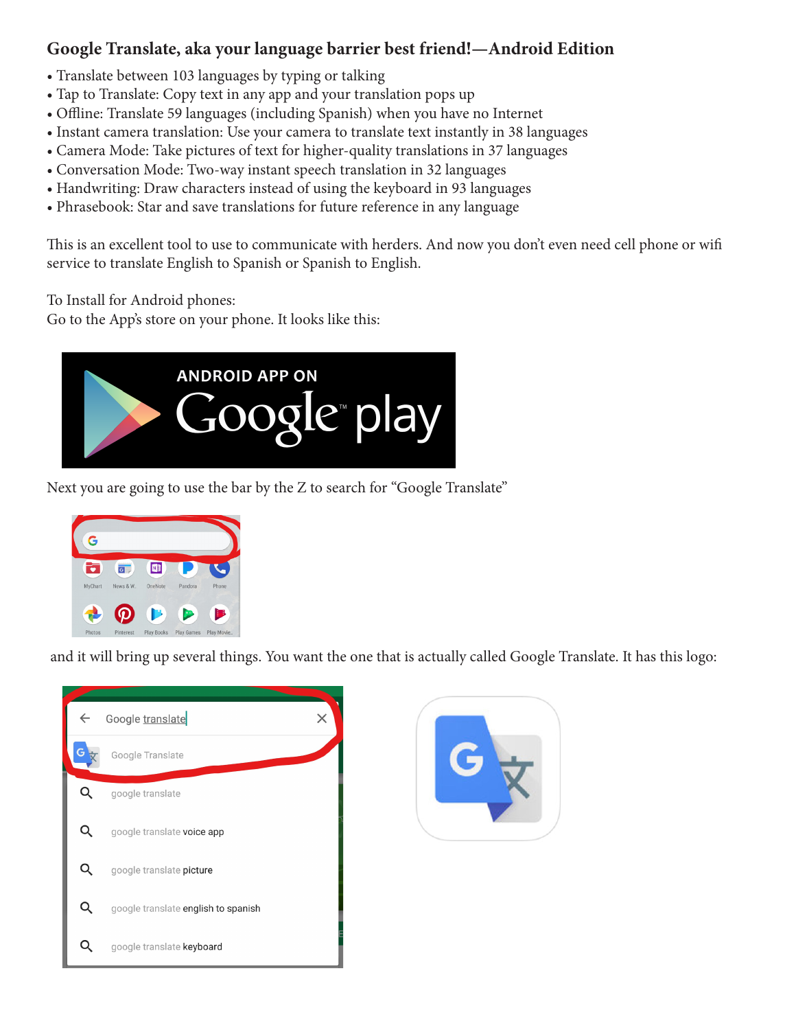## Google Translate, aka your language barrier best friend!—Android Edition

- Translate between 103 languages by typing or talking
- Tap to Translate: Copy text in any app and your translation pops up
- Offline: Translate 59 languages (including Spanish) when you have no Internet
- Instant camera translation: Use your camera to translate text instantly in 38 languages
- Camera Mode: Take pictures of text for higher-quality translations in 37 languages
- Conversation Mode: Two-way instant speech translation in 32 languages
- Handwriting: Draw characters instead of using the keyboard in 93 languages
- Phrasebook: Star and save translations for future reference in any language

This is an excellent tool to use to communicate with herders. And now you don't even need cell phone or wifi service to translate English to Spanish or Spanish to English.

To Install for Android phones:
Go to the App's store on your phone. It looks like this:

Next you are going to use the bar by the Z to search for "Google Translate"

and it will bring up several things. You want the one that is actually called Google Translate. It has this logo: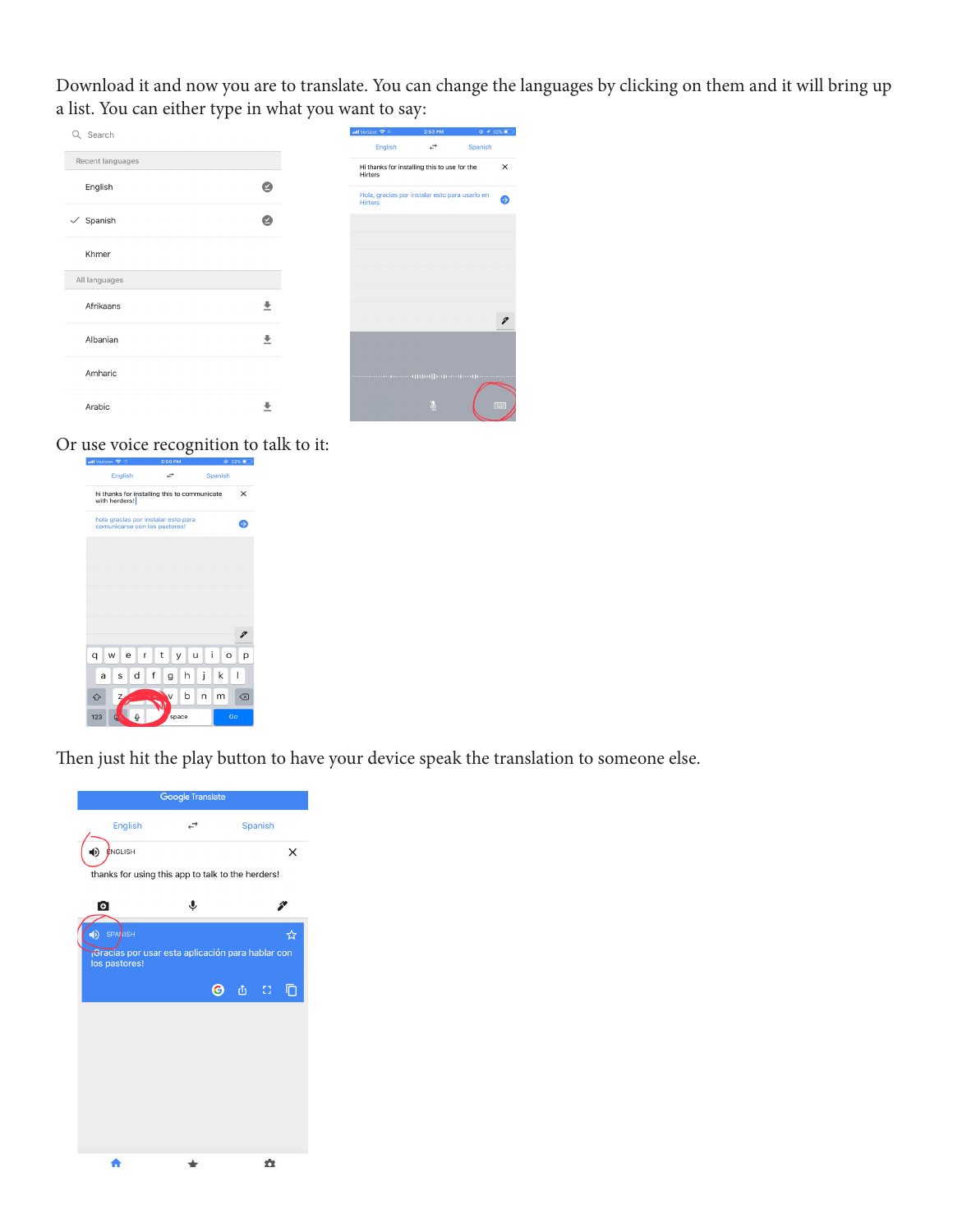Download it and now you are to translate. You can change the languages by clicking on them and it will bring up a list. You can either type in what you want to say:

Or use voice recognition to talk to it:

Then just hit the play button to have your device speak the translation to someone else.